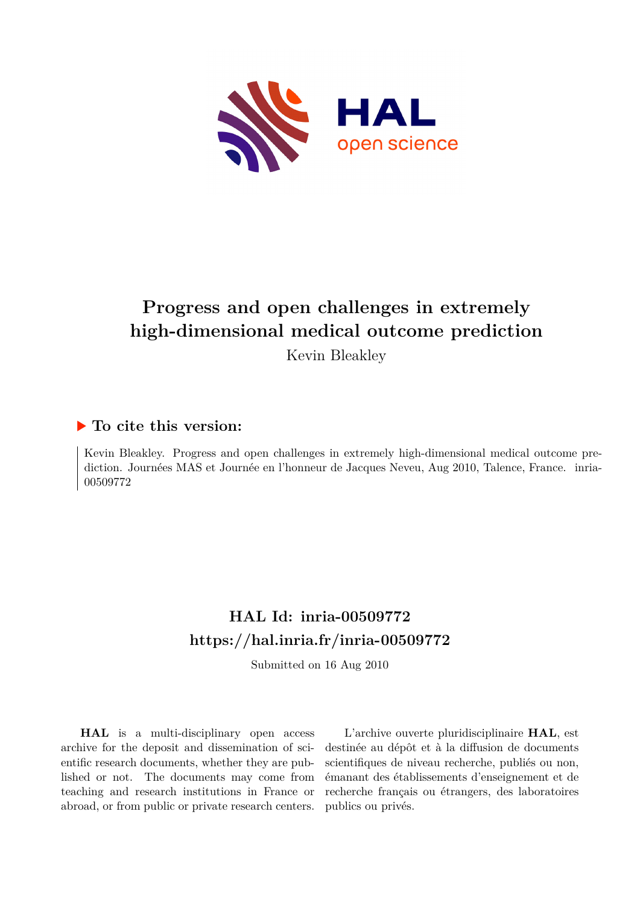# Progress and open challenges in extremely high-dimensional medical outcome prediction

Kevin Bleakley

## To cite this version:

Kevin Bleakley. Progress and open challenges in extremely high-dimensional medical outcome prediction. Journées MAS et Journée en l'honneur de Jacques Neveu, Aug 2010, Talence, France. inria-00509772

## HAL Id: inria-00509772

## https://hal.inria.fr/inria-00509772

Submitted on 16 Aug 2010

**HAL** is a multi-disciplinary open access archive for the deposit and dissemination of scientific research documents, whether they are published or not. The documents may come from teaching and research institutions in France or abroad, or from public or private research centers.

L'archive ouverte pluridisciplinaire **HAL**, est destinée au dépôt et à la diffusion de documents scientifiques de niveau recherche, publiés ou non, émanant des établissements d'enseignement et de recherche français ou étrangers, des laboratoires publics ou privés.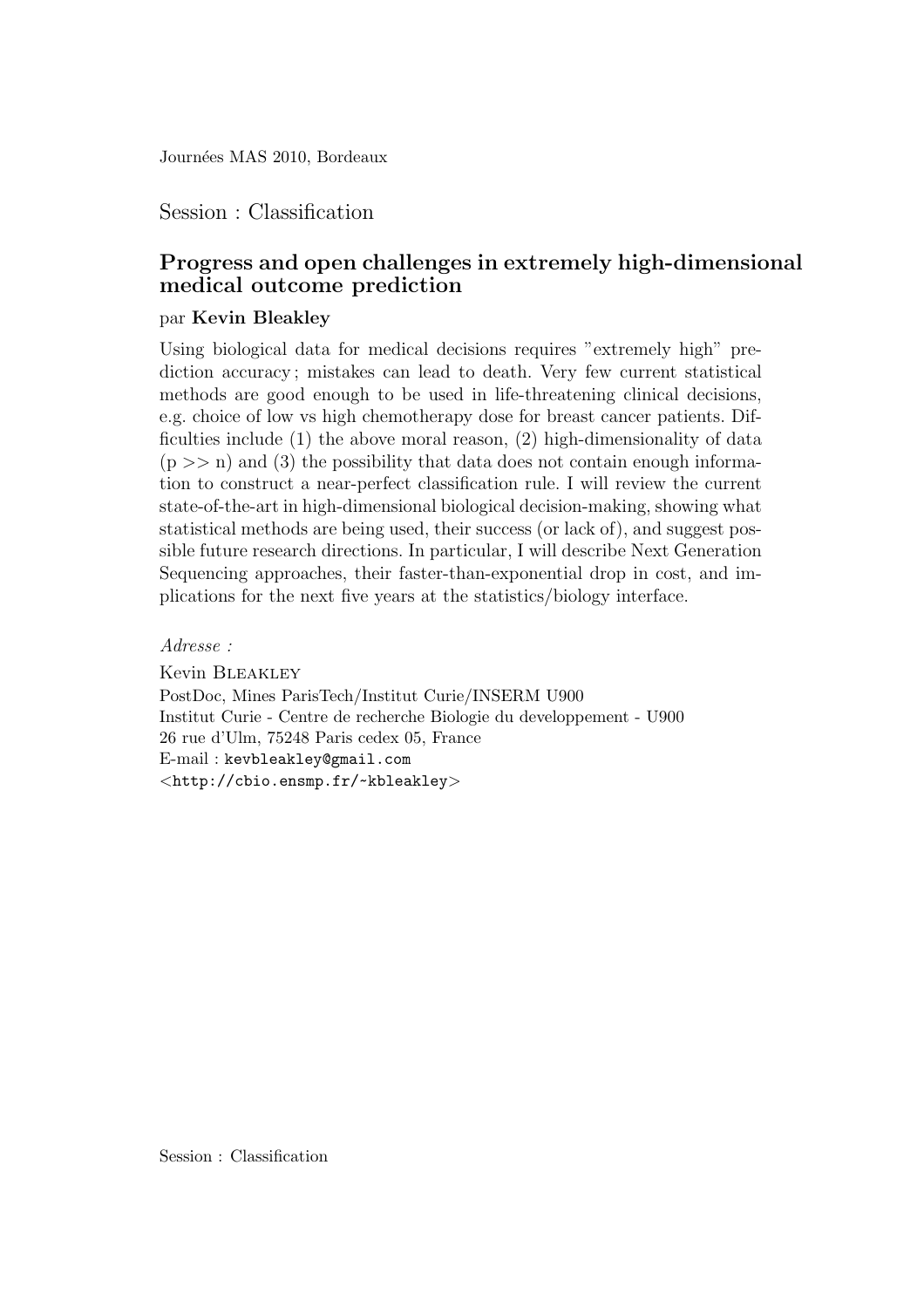Session : Classification

## Progress and open challenges in extremely high-dimensional medical outcome prediction

par **Kevin Bleakley**

Using biological data for medical decisions requires "extremely high" prediction accuracy; mistakes can lead to death. Very few current statistical methods are good enough to be used in life-threatening clinical decisions, e.g. choice of low vs high chemotherapy dose for breast cancer patients. Difficulties include (1) the above moral reason, (2) high-dimensionality of data ($p >> n$) and (3) the possibility that data does not contain enough information to construct a near-perfect classification rule. I will review the current state-of-the-art in high-dimensional biological decision-making, showing what statistical methods are being used, their success (or lack of), and suggest possible future research directions. In particular, I will describe Next Generation Sequencing approaches, their faster-than-exponential drop in cost, and implications for the next five years at the statistics/biology interface.

*Adresse :*

Kevin Bleakley
PostDoc, Mines ParisTech/Institut Curie/INSERM U900
Institut Curie - Centre de recherche Biologie du developpement - U900
26 rue d'Ulm, 75248 Paris cedex 05, France
E-mail : `kevbleakley@gmail.com`
<`http://cbio.ensmp.fr/~kbleakley`>